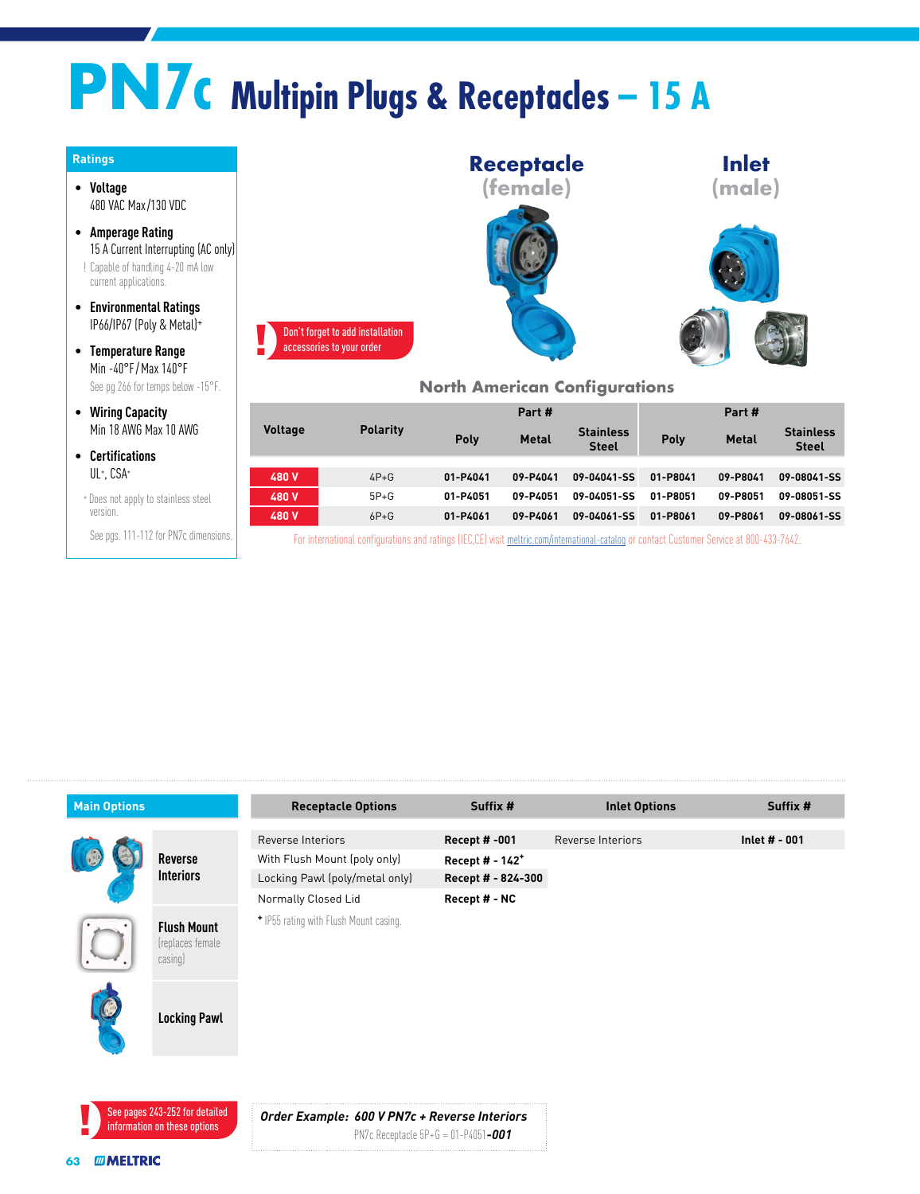# PN7c Multipin Plugs & Receptacles – 15 A

## Ratings

- **Voltage**
  480 VAC Max/130 VDC
- **Amperage Rating**
  15 A Current Interrupting (AC only)
  ! Capable of handling 4-20 mA low current applications.
- **Environmental Ratings**
  IP66/IP67 (Poly & Metal)*
- **Temperature Range**
  Min -40°F / Max 140°F
  See pg 266 for temps below -15°F.
- **Wiring Capacity**
  Min 18 AWG Max 10 AWG
- **Certifications**
  UL*, CSA*

* Does not apply to stainless steel version.

See pgs. 111-112 for PN7c dimensions.

**Receptacle (female)** | **Inlet (male)**

! Don't forget to add installation accessories to your order

## North American Configurations

| Voltage | Polarity | Receptacle Part # Poly | Receptacle Part # Metal | Receptacle Part # Stainless Steel | Inlet Part # Poly | Inlet Part # Metal | Inlet Part # Stainless Steel |
|---|---|---|---|---|---|---|---|
| 480 V | 4P+G | 01-P4041 | 09-P4041 | 09-04041-SS | 01-P8041 | 09-P8041 | 09-08041-SS |
| 480 V | 5P+G | 01-P4051 | 09-P4051 | 09-04051-SS | 01-P8051 | 09-P8051 | 09-08051-SS |
| 480 V | 6P+G | 01-P4061 | 09-P4061 | 09-04061-SS | 01-P8061 | 09-P8061 | 09-08061-SS |

For international configurations and ratings (IEC,CE) visit meltric.com/international-catalog or contact Customer Service at 800-433-7642.

## Main Options

- **Reverse Interiors**
- **Flush Mount** (replaces female casing)
- **Locking Pawl**

| Receptacle Options | Suffix # | Inlet Options | Suffix # |
|---|---|---|---|
| Reverse Interiors | Recept # -001 | Reverse Interiors | Inlet # - 001 |
| With Flush Mount (poly only) | Recept # - 142* | | |
| Locking Pawl (poly/metal only) | Recept # - 824-300 | | |
| Normally Closed Lid | Recept # - NC | | |

* IP55 rating with Flush Mount casing.

! See pages 243-252 for detailed information on these options

***Order Example: 600 V PN7c + Reverse Interiors***
PN7c Receptacle 5P+G = 01-P4051***-001***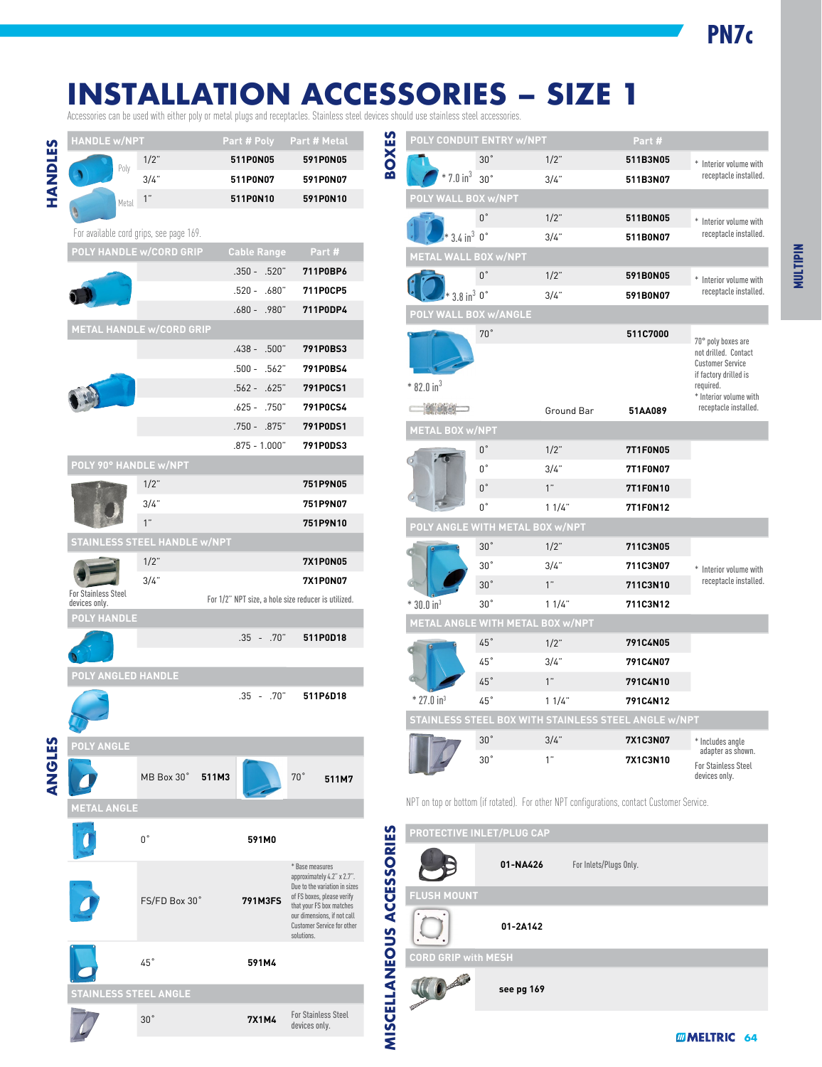# INSTALLATION ACCESSORIES – SIZE 1

Accessories can be used with either poly or metal plugs and receptacles. Stainless steel devices should use stainless steel accessories.

## HANDLES

| HANDLE w/NPT | | Part # Poly | Part # Metal |
|---|---|---|---|
| Poly | 1/2" | 511P0N05 | 591P0N05 |
| | 3/4" | 511P0N07 | 591P0N07 |
| Metal | 1" | 511P0N10 | 591P0N10 |

For available cord grips, see page 169.

| POLY HANDLE w/CORD GRIP | Cable Range | Part # |
|---|---|---|
| | .350 - .520" | 711P0BP6 |
| | .520 - .680" | 711P0CP5 |
| | .680 - .980" | 711P0DP4 |

| METAL HANDLE w/CORD GRIP | Cable Range | Part # |
|---|---|---|
| | .438 - .500" | 791P0BS3 |
| | .500 - .562" | 791P0BS4 |
| | .562 - .625" | 791P0CS1 |
| | .625 - .750" | 791P0CS4 |
| | .750 - .875" | 791P0DS1 |
| | .875 - 1.000" | 791P0DS3 |

| POLY 90° HANDLE w/NPT | Part # |
|---|---|
| 1/2" | 751P9N05 |
| 3/4" | 751P9N07 |
| 1" | 751P9N10 |

| STAINLESS STEEL HANDLE w/NPT | Part # |
|---|---|
| 1/2" | 7X1P0N05 |
| 3/4" | 7X1P0N07 |

For Stainless Steel devices only.

For 1/2" NPT size, a hole size reducer is utilized.

| POLY HANDLE | Part # |
|---|---|
| .35 - .70" | 511P0D18 |

| POLY ANGLED HANDLE | Part # |
|---|---|
| .35 - .70" | 511P6D18 |

## ANGLES

| POLY ANGLE | | | |
|---|---|---|---|
| MB Box 30° | 511M3 | 70° | 511M7 |

| METAL ANGLE | | |
|---|---|---|
| 0° | 591M0 | |
| FS/FD Box 30° | 791M3FS | * Base measures approximately 4.2" x 2.7". Due to the variation in sizes of FS boxes, please verify that your FS box matches our dimensions, if not call Customer Service for other solutions. |
| 45° | 591M4 | |

| STAINLESS STEEL ANGLE | | |
|---|---|---|
| 30° | 7X1M4 | For Stainless Steel devices only. |

## BOXES

| POLY CONDUIT ENTRY w/NPT | | | Part # | |
|---|---|---|---|---|
| * 7.0 in$^3$ | 30° | 1/2" | 511B3N05 | * Interior volume with receptacle installed. |
| | 30° | 3/4" | 511B3N07 | |

| POLY WALL BOX w/NPT | | | Part # | |
|---|---|---|---|---|
| * 3.4 in$^3$ | 0° | 1/2" | 511B0N05 | * Interior volume with receptacle installed. |
| | 0° | 3/4" | 511B0N07 | |

| METAL WALL BOX w/NPT | | | Part # | |
|---|---|---|---|---|
| * 3.8 in$^3$ | 0° | 1/2" | 591B0N05 | * Interior volume with receptacle installed. |
| | 0° | 3/4" | 591B0N07 | |

| POLY WALL BOX w/ANGLE | | | Part # | |
|---|---|---|---|---|
| * 82.0 in$^3$ | 70° | | 511C7000 | 70° poly boxes are not drilled. Contact Customer Service if factory drilled is required. * Interior volume with receptacle installed. |
| | | Ground Bar | 51AA089 | |

| METAL BOX w/NPT | | | Part # |
|---|---|---|---|
| | 0° | 1/2" | 7T1F0N05 |
| | 0° | 3/4" | 7T1F0N07 |
| | 0° | 1" | 7T1F0N10 |
| | 0° | 1 1/4" | 7T1F0N12 |

| POLY ANGLE WITH METAL BOX w/NPT | | | Part # | |
|---|---|---|---|---|
| * 30.0 in$^3$ | 30° | 1/2" | 711C3N05 | * Interior volume with receptacle installed. |
| | 30° | 3/4" | 711C3N07 | |
| | 30° | 1" | 711C3N10 | |
| | 30° | 1 1/4" | 711C3N12 | |

| METAL ANGLE WITH METAL BOX w/NPT | | | Part # |
|---|---|---|---|
| * 27.0 in$^3$ | 45° | 1/2" | 791C4N05 |
| | 45° | 3/4" | 791C4N07 |
| | 45° | 1" | 791C4N10 |
| | 45° | 1 1/4" | 791C4N12 |

| STAINLESS STEEL BOX WITH STAINLESS STEEL ANGLE w/NPT | | Part # | |
|---|---|---|---|
| 30° | 3/4" | 7X1C3N07 | * Includes angle adapter as shown. For Stainless Steel devices only. |
| 30° | 1" | 7X1C3N10 | |

NPT on top or bottom (if rotated). For other NPT configurations, contact Customer Service.

## MISCELLANEOUS ACCESSORIES

| PROTECTIVE INLET/PLUG CAP | |
|---|---|
| 01-NA426 | For Inlets/Plugs Only. |

| FLUSH MOUNT |
|---|
| 01-2A142 |

| CORD GRIP with MESH |
|---|
| see pg 169 |